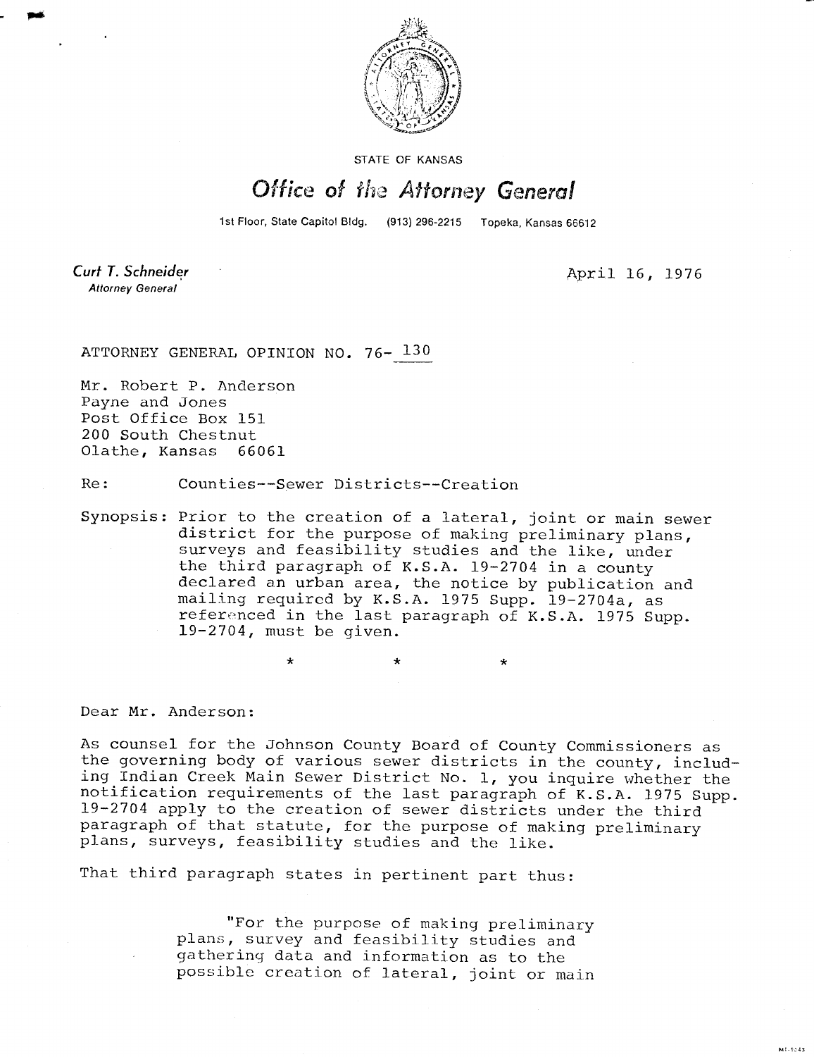STATE OF KANSAS

# *Office of the Attorney General*

1st Floor, State Capitol Bldg. (913) 296-2215 Topeka, Kansas 66612

*Curt T. Schneider*
*Attorney General*

April 16, 1976

ATTORNEY GENERAL OPINION NO. 76- 130

Mr. Robert P. Anderson
Payne and Jones
Post Office Box 151
200 South Chestnut
Olathe, Kansas 66061

Re: Counties--Sewer Districts--Creation

Synopsis: Prior to the creation of a lateral, joint or main sewer district for the purpose of making preliminary plans, surveys and feasibility studies and the like, under the third paragraph of K.S.A. 19-2704 in a county declared an urban area, the notice by publication and mailing required by K.S.A. 1975 Supp. 19-2704a, as referenced in the last paragraph of K.S.A. 1975 Supp. 19-2704, must be given.

\* \* \*

Dear Mr. Anderson:

As counsel for the Johnson County Board of County Commissioners as the governing body of various sewer districts in the county, including Indian Creek Main Sewer District No. 1, you inquire whether the notification requirements of the last paragraph of K.S.A. 1975 Supp. 19-2704 apply to the creation of sewer districts under the third paragraph of that statute, for the purpose of making preliminary plans, surveys, feasibility studies and the like.

That third paragraph states in pertinent part thus:

> "For the purpose of making preliminary plans, survey and feasibility studies and gathering data and information as to the possible creation of lateral, joint or main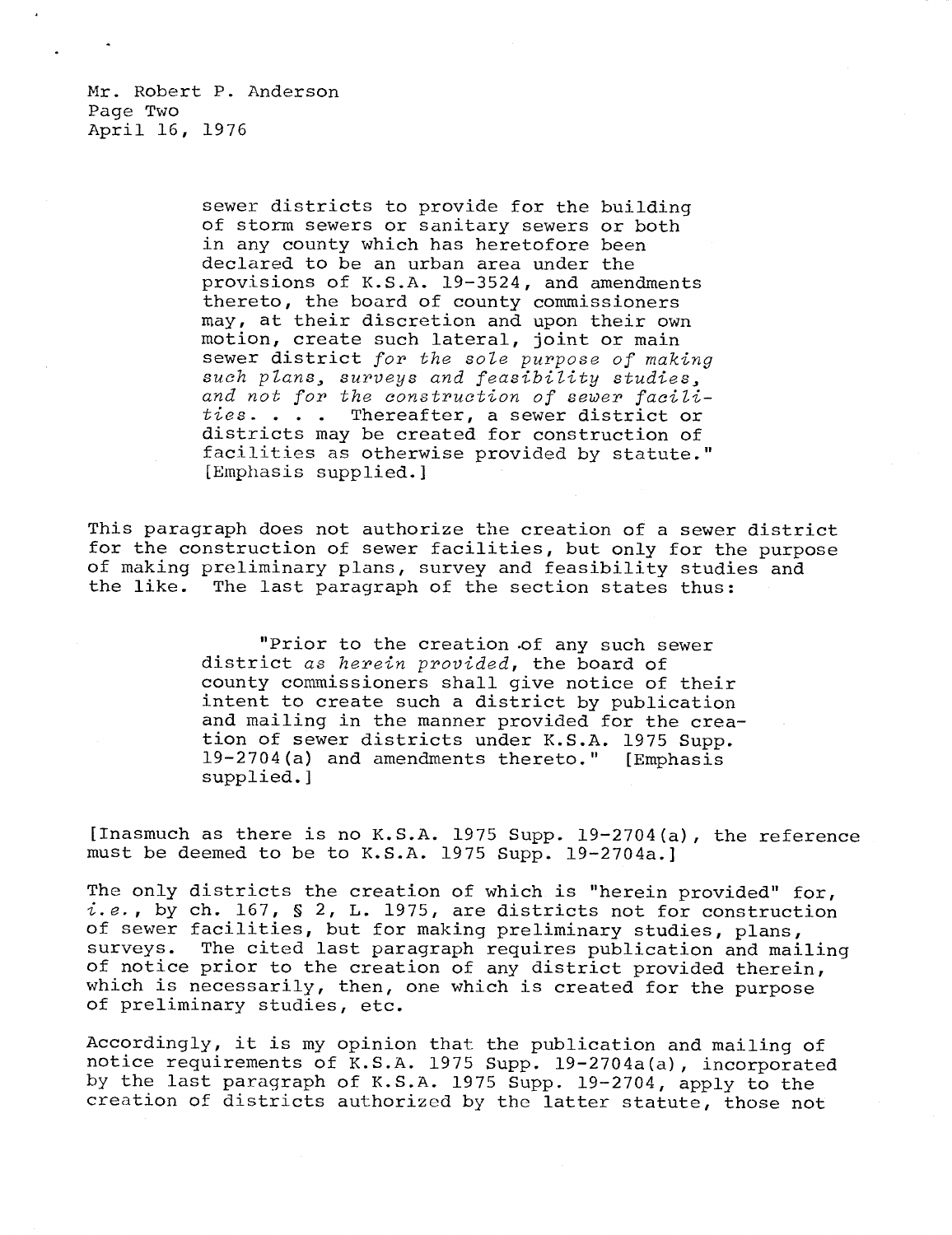> sewer districts to provide for the building of storm sewers or sanitary sewers or both in any county which has heretofore been declared to be an urban area under the provisions of K.S.A. 19-3524, and amendments thereto, the board of county commissioners may, at their discretion and upon their own motion, create such lateral, joint or main sewer district *for the sole purpose of making such plans, surveys and feasibility studies, and not for the construction of sewer facilities*. . . . Thereafter, a sewer district or districts may be created for construction of facilities as otherwise provided by statute." [Emphasis supplied.]

This paragraph does not authorize the creation of a sewer district for the construction of sewer facilities, but only for the purpose of making preliminary plans, survey and feasibility studies and the like. The last paragraph of the section states thus:

> "Prior to the creation of any such sewer district *as herein provided*, the board of county commissioners shall give notice of their intent to create such a district by publication and mailing in the manner provided for the creation of sewer districts under K.S.A. 1975 Supp. 19-2704(a) and amendments thereto." [Emphasis supplied.]

[Inasmuch as there is no K.S.A. 1975 Supp. 19-2704(a), the reference must be deemed to be to K.S.A. 1975 Supp. 19-2704a.]

The only districts the creation of which is "herein provided" for, *i.e.*, by ch. 167, § 2, L. 1975, are districts not for construction of sewer facilities, but for making preliminary studies, plans, surveys. The cited last paragraph requires publication and mailing of notice prior to the creation of any district provided therein, which is necessarily, then, one which is created for the purpose of preliminary studies, etc.

Accordingly, it is my opinion that the publication and mailing of notice requirements of K.S.A. 1975 Supp. 19-2704a(a), incorporated by the last paragraph of K.S.A. 1975 Supp. 19-2704, apply to the creation of districts authorized by the latter statute, those not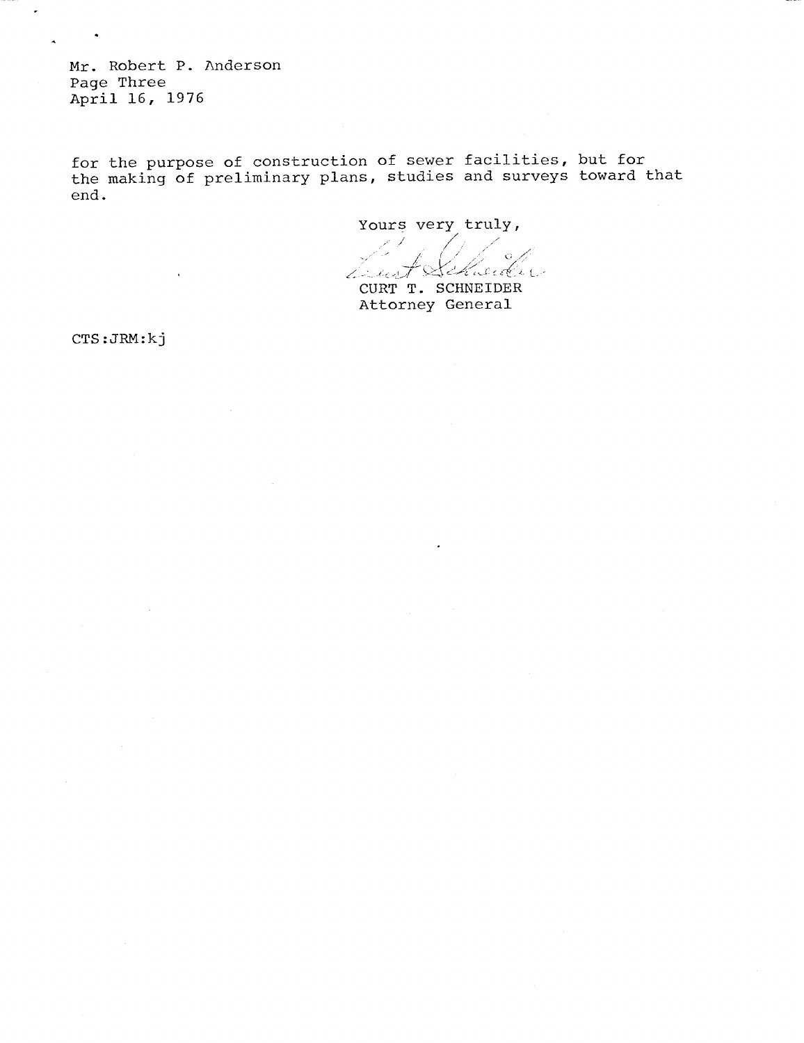Mr. Robert P. Anderson
Page Three
April 16, 1976

for the purpose of construction of sewer facilities, but for the making of preliminary plans, studies and surveys toward that end.

Yours very truly,

CURT T. SCHNEIDER
Attorney General

CTS:JRM:kj